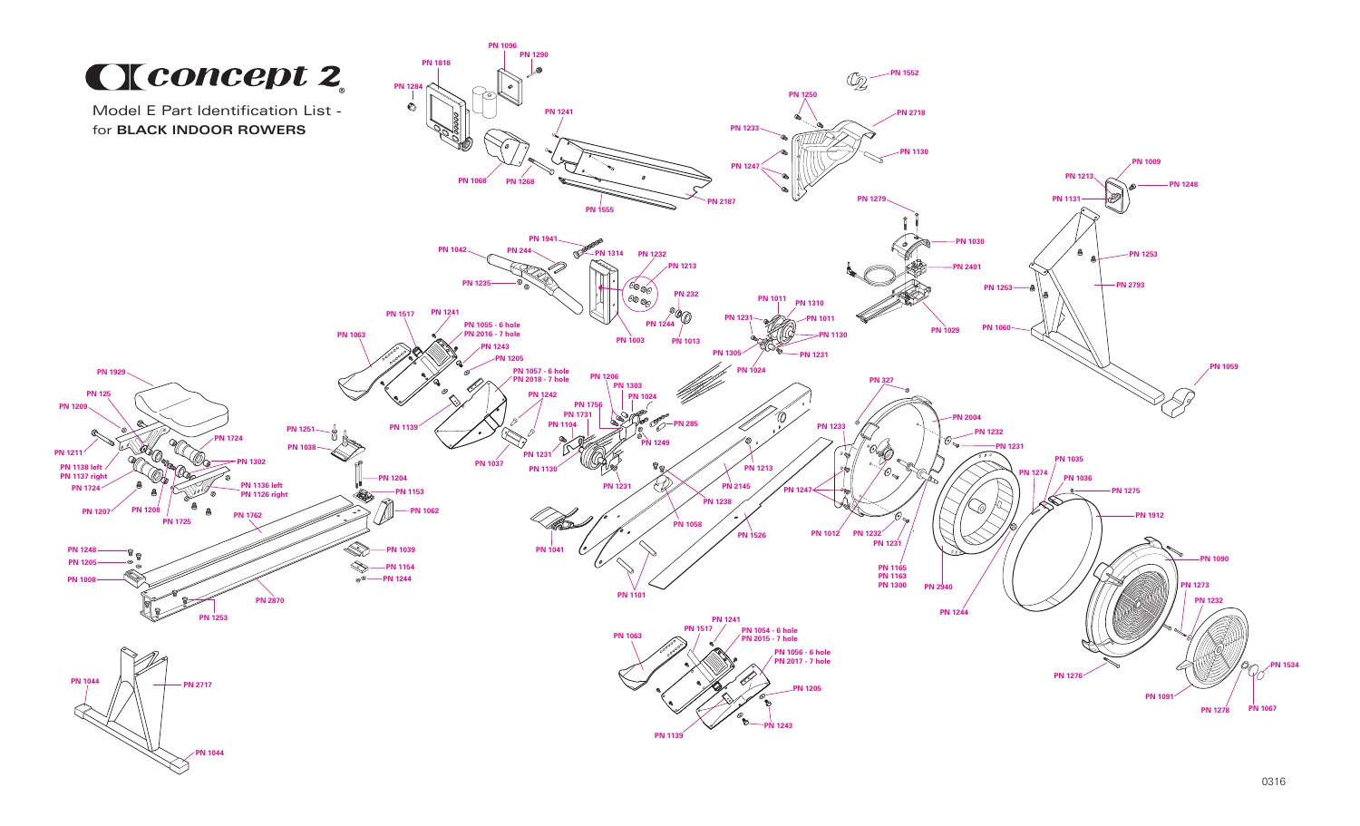# concept 2

Model E Part Identification List - for **BLACK INDOOR ROWERS**

PN 1096
PN 1290
PN 1818
PN 1284
PN 1241
PN 1068
PN 1268
PN 1555
PN 2187
PN 1552
PN 1250
PN 2718
PN 1233
PN 1130
PN 1247
PN 1009
PN 1213
PN 1248
PN 1131
PN 1279
PN 1941
PN 1314
PN 1042
PN 244
PN 1232
PN 1213
PN 1235
PN 232
PN 1244
PN 1003
PN 1013
PN 1030
PN 2401
PN 1029
PN 1253
PN 2793
PN 1253
PN 1060
PN 1011
PN 1310
PN 1231
PN 1011
PN 1130
PN 1305
PN 1231
PN 1024
PN 1059
PN 1517
PN 1241
PN 1063
PN 1055 - 6 hole
PN 2016 - 7 hole
PN 1243
PN 1205
PN 1057 - 6 hole
PN 2018 - 7 hole
PN 1139
PN 1242
PN 1037
PN 1206
PN 1303
PN 1024
PN 1756
PN 1731
PN 1104
PN 285
PN 1249
PN 1231
PN 1130
PN 1231
PN 1213
PN 2145
PN 1238
PN 1058
PN 1526
PN 1041
PN 1101
PN 327
PN 2004
PN 1233
PN 1232
PN 1231
PN 1247
PN 1012
PN 1232
PN 1231
PN 1165
PN 1163
PN 1300
PN 2940
PN 1244
PN 1274
PN 1035
PN 1036
PN 1275
PN 1912
PN 1090
PN 1273
PN 1232
PN 1276
PN 1534
PN 1091
PN 1278
PN 1067
PN 1929
PN 125
PN 1209
PN 1211
PN 1138 left
PN 1137 right
PN 1724
PN 1724
PN 1302
PN 1136 left
PN 1126 right
PN 1207
PN 1208
PN 1725
PN 1251
PN 1038
PN 1204
PN 1153
PN 1062
PN 1762
PN 1039
PN 1154
PN 1244
PN 1248
PN 1205
PN 1008
PN 2870
PN 1253
PN 1044
PN 2717
PN 1044
PN 1241
PN 1517
PN 1063
PN 1054 - 6 hole
PN 2015 - 7 hole
PN 1056 - 6 hole
PN 2017 - 7 hole
PN 1205
PN 1243
PN 1139

0316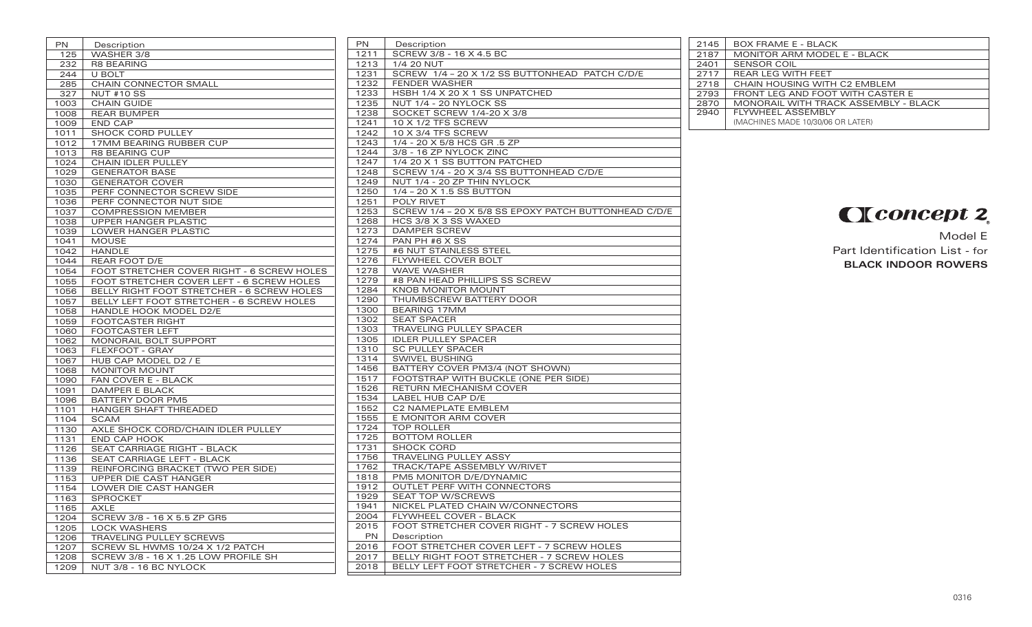# Concept 2

Model E

Part Identification List - for

**BLACK INDOOR ROWERS**

| PN | Description |
|---|---|
| 125 | WASHER 3/8 |
| 232 | R8 BEARING |
| 244 | U BOLT |
| 285 | CHAIN CONNECTOR SMALL |
| 327 | NUT #10 SS |
| 1003 | CHAIN GUIDE |
| 1008 | REAR BUMPER |
| 1009 | END CAP |
| 1011 | SHOCK CORD PULLEY |
| 1012 | 17MM BEARING RUBBER CUP |
| 1013 | R8 BEARING CUP |
| 1024 | CHAIN IDLER PULLEY |
| 1029 | GENERATOR BASE |
| 1030 | GENERATOR COVER |
| 1035 | PERF CONNECTOR SCREW SIDE |
| 1036 | PERF CONNECTOR NUT SIDE |
| 1037 | COMPRESSION MEMBER |
| 1038 | UPPER HANGER PLASTIC |
| 1039 | LOWER HANGER PLASTIC |
| 1041 | MOUSE |
| 1042 | HANDLE |
| 1044 | REAR FOOT D/E |
| 1054 | FOOT STRETCHER COVER RIGHT - 6 SCREW HOLES |
| 1055 | FOOT STRETCHER COVER LEFT - 6 SCREW HOLES |
| 1056 | BELLY RIGHT FOOT STRETCHER - 6 SCREW HOLES |
| 1057 | BELLY LEFT FOOT STRETCHER - 6 SCREW HOLES |
| 1058 | HANDLE HOOK MODEL D2/E |
| 1059 | FOOTCASTER RIGHT |
| 1060 | FOOTCASTER LEFT |
| 1062 | MONORAIL BOLT SUPPORT |
| 1063 | FLEXFOOT - GRAY |
| 1067 | HUB CAP MODEL D2 / E |
| 1068 | MONITOR MOUNT |
| 1090 | FAN COVER E - BLACK |
| 1091 | DAMPER E BLACK |
| 1096 | BATTERY DOOR PM5 |
| 1101 | HANGER SHAFT THREADED |
| 1104 | SCAM |
| 1130 | AXLE SHOCK CORD/CHAIN IDLER PULLEY |
| 1131 | END CAP HOOK |
| 1126 | SEAT CARRIAGE RIGHT - BLACK |
| 1136 | SEAT CARRIAGE LEFT - BLACK |
| 1139 | REINFORCING BRACKET (TWO PER SIDE) |
| 1153 | UPPER DIE CAST HANGER |
| 1154 | LOWER DIE CAST HANGER |
| 1163 | SPROCKET |
| 1165 | AXLE |
| 1204 | SCREW 3/8 - 16 X 5.5 ZP GR5 |
| 1205 | LOCK WASHERS |
| 1206 | TRAVELING PULLEY SCREWS |
| 1207 | SCREW SL HWMS 10/24 X 1/2 PATCH |
| 1208 | SCREW 3/8 - 16 X 1.25 LOW PROFILE SH |
| 1209 | NUT 3/8 - 16 BC NYLOCK |

| PN | Description |
|---|---|
| 1211 | SCREW 3/8 - 16 X 4.5 BC |
| 1213 | 1/4 20 NUT |
| 1231 | SCREW 1/4 – 20 X 1/2 SS BUTTONHEAD PATCH C/D/E |
| 1232 | FENDER WASHER |
| 1233 | HSBH 1/4 X 20 X 1 SS UNPATCHED |
| 1235 | NUT 1/4 - 20 NYLOCK SS |
| 1238 | SOCKET SCREW 1/4-20 X 3/8 |
| 1241 | 10 X 1/2 TFS SCREW |
| 1242 | 10 X 3/4 TFS SCREW |
| 1243 | 1/4 - 20 X 5/8 HCS GR .5 ZP |
| 1244 | 3/8 - 16 ZP NYLOCK ZINC |
| 1247 | 1/4 20 X 1 SS BUTTON PATCHED |
| 1248 | SCREW 1/4 - 20 X 3/4 SS BUTTONHEAD C/D/E |
| 1249 | NUT 1/4 - 20 ZP THIN NYLOCK |
| 1250 | 1/4 – 20 X 1.5 SS BUTTON |
| 1251 | POLY RIVET |
| 1253 | SCREW 1/4 – 20 X 5/8 SS EPOXY PATCH BUTTONHEAD C/D/E |
| 1268 | HCS 3/8 X 3 SS WAXED |
| 1273 | DAMPER SCREW |
| 1274 | PAN PH #6 X SS |
| 1275 | #6 NUT STAINLESS STEEL |
| 1276 | FLYWHEEL COVER BOLT |
| 1278 | WAVE WASHER |
| 1279 | #8 PAN HEAD PHILLIPS SS SCREW |
| 1284 | KNOB MONITOR MOUNT |
| 1290 | THUMBSCREW BATTERY DOOR |
| 1300 | BEARING 17MM |
| 1302 | SEAT SPACER |
| 1303 | TRAVELING PULLEY SPACER |
| 1305 | IDLER PULLEY SPACER |
| 1310 | SC PULLEY SPACER |
| 1314 | SWIVEL BUSHING |
| 1456 | BATTERY COVER PM3/4 (NOT SHOWN) |
| 1517 | FOOTSTRAP WITH BUCKLE (ONE PER SIDE) |
| 1526 | RETURN MECHANISM COVER |
| 1534 | LABEL HUB CAP D/E |
| 1552 | C2 NAMEPLATE EMBLEM |
| 1555 | E MONITOR ARM COVER |
| 1724 | TOP ROLLER |
| 1725 | BOTTOM ROLLER |
| 1731 | SHOCK CORD |
| 1756 | TRAVELING PULLEY ASSY |
| 1762 | TRACK/TAPE ASSEMBLY W/RIVET |
| 1818 | PM5 MONITOR D/E/DYNAMIC |
| 1912 | OUTLET PERF WITH CONNECTORS |
| 1929 | SEAT TOP W/SCREWS |
| 1941 | NICKEL PLATED CHAIN W/CONNECTORS |
| 2004 | FLYWHEEL COVER - BLACK |
| 2015 | FOOT STRETCHER COVER RIGHT - 7 SCREW HOLES |
| PN | Description |
| 2016 | FOOT STRETCHER COVER LEFT - 7 SCREW HOLES |
| 2017 | BELLY RIGHT FOOT STRETCHER - 7 SCREW HOLES |
| 2018 | BELLY LEFT FOOT STRETCHER - 7 SCREW HOLES |

| | |
|---|---|
| 2145 | BOX FRAME E - BLACK |
| 2187 | MONITOR ARM MODEL E - BLACK |
| 2401 | SENSOR COIL |
| 2717 | REAR LEG WITH FEET |
| 2718 | CHAIN HOUSING WITH C2 EMBLEM |
| 2793 | FRONT LEG AND FOOT WITH CASTER E |
| 2870 | MONORAIL WITH TRACK ASSEMBLY - BLACK |
| 2940 | FLYWHEEL ASSEMBLY (MACHINES MADE 10/30/06 OR LATER) |

0316